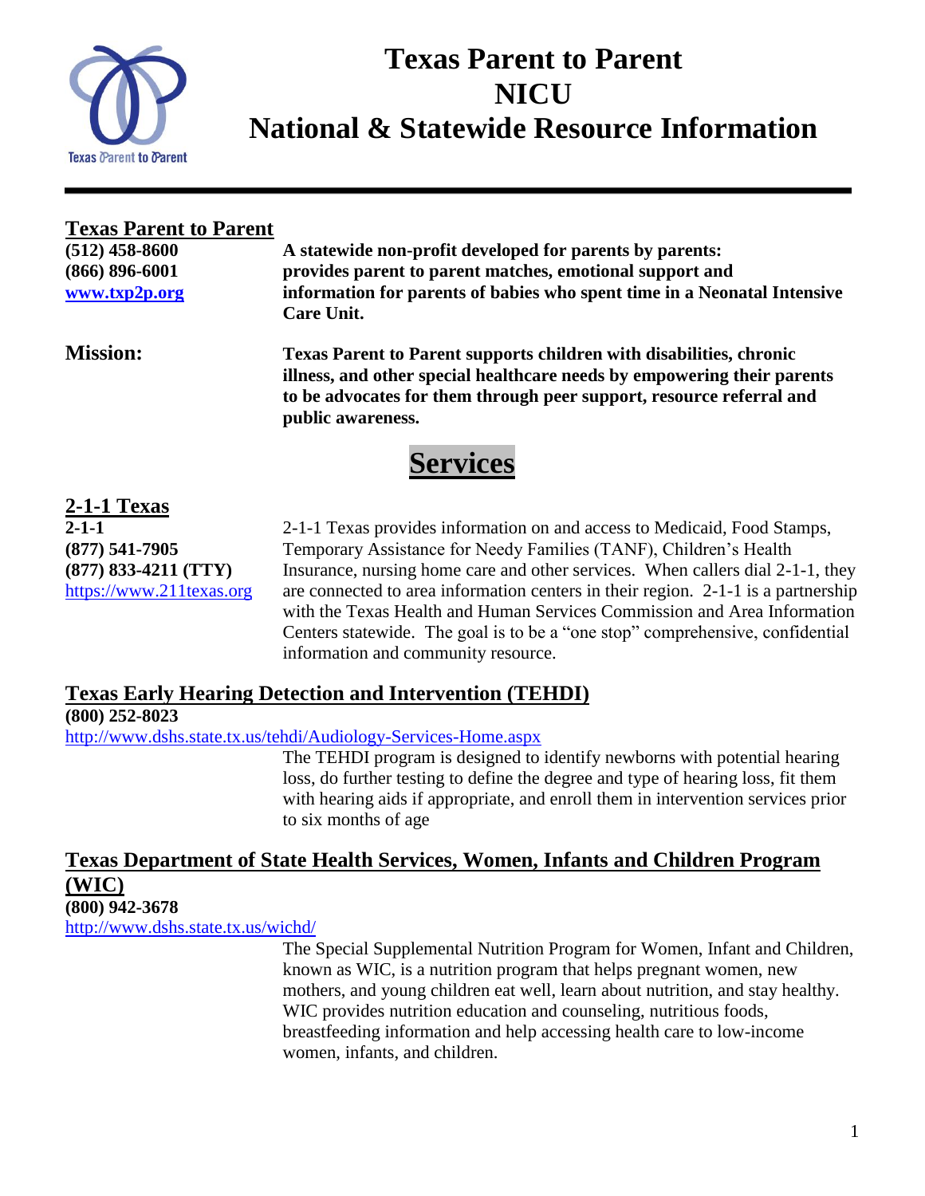# Texas Parent to Parent
# NICU
# National & Statewide Resource Information

## Texas Parent to Parent

**(512) 458-8600**
**(866) 896-6001**
**[www.txp2p.org](http://www.txp2p.org)**

**A statewide non-profit developed for parents by parents: provides parent to parent matches, emotional support and information for parents of babies who spent time in a Neonatal Intensive Care Unit.**

**Mission:** **Texas Parent to Parent supports children with disabilities, chronic illness, and other special healthcare needs by empowering their parents to be advocates for them through peer support, resource referral and public awareness.**

# Services

## 2-1-1 Texas

**2-1-1**
**(877) 541-7905**
**(877) 833-4211 (TTY)**
[https://www.211texas.org](https://www.211texas.org)

2-1-1 Texas provides information on and access to Medicaid, Food Stamps, Temporary Assistance for Needy Families (TANF), Children's Health Insurance, nursing home care and other services. When callers dial 2-1-1, they are connected to area information centers in their region. 2-1-1 is a partnership with the Texas Health and Human Services Commission and Area Information Centers statewide. The goal is to be a "one stop" comprehensive, confidential information and community resource.

## Texas Early Hearing Detection and Intervention (TEHDI)

**(800) 252-8023**
[http://www.dshs.state.tx.us/tehdi/Audiology-Services-Home.aspx](http://www.dshs.state.tx.us/tehdi/Audiology-Services-Home.aspx)

The TEHDI program is designed to identify newborns with potential hearing loss, do further testing to define the degree and type of hearing loss, fit them with hearing aids if appropriate, and enroll them in intervention services prior to six months of age

## Texas Department of State Health Services, Women, Infants and Children Program (WIC)

**(800) 942-3678**
[http://www.dshs.state.tx.us/wichd/](http://www.dshs.state.tx.us/wichd/)

The Special Supplemental Nutrition Program for Women, Infant and Children, known as WIC, is a nutrition program that helps pregnant women, new mothers, and young children eat well, learn about nutrition, and stay healthy. WIC provides nutrition education and counseling, nutritious foods, breastfeeding information and help accessing health care to low-income women, infants, and children.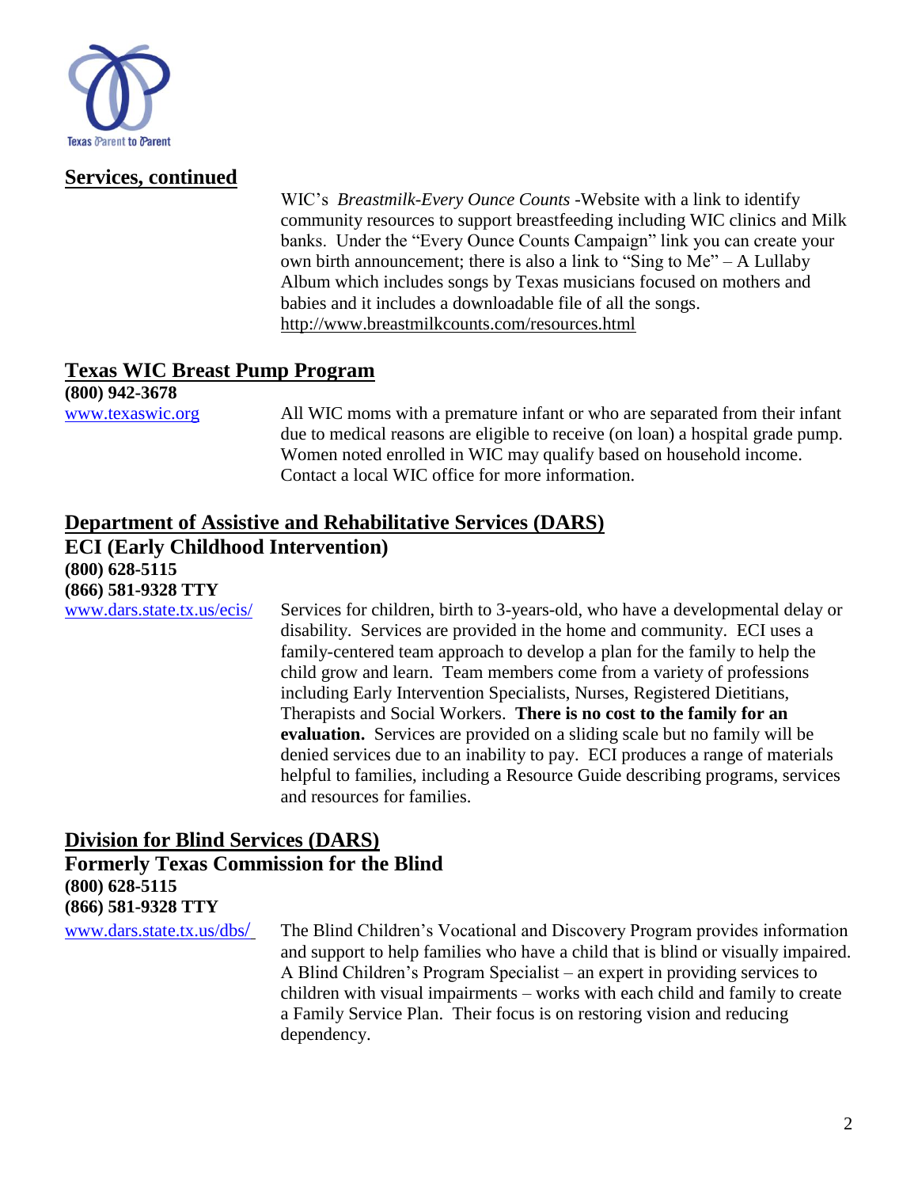## Services, continued

WIC's *Breastmilk-Every Ounce Counts* -Website with a link to identify community resources to support breastfeeding including WIC clinics and Milk banks. Under the "Every Ounce Counts Campaign" link you can create your own birth announcement; there is also a link to "Sing to Me" – A Lullaby Album which includes songs by Texas musicians focused on mothers and babies and it includes a downloadable file of all the songs. http://www.breastmilkcounts.com/resources.html

## Texas WIC Breast Pump Program

**(800) 942-3678**

www.texaswic.org

All WIC moms with a premature infant or who are separated from their infant due to medical reasons are eligible to receive (on loan) a hospital grade pump. Women noted enrolled in WIC may qualify based on household income. Contact a local WIC office for more information.

## Department of Assistive and Rehabilitative Services (DARS)

### ECI (Early Childhood Intervention)

**(800) 628-5115**
**(866) 581-9328 TTY**

www.dars.state.tx.us/ecis/

Services for children, birth to 3-years-old, who have a developmental delay or disability. Services are provided in the home and community. ECI uses a family-centered team approach to develop a plan for the family to help the child grow and learn. Team members come from a variety of professions including Early Intervention Specialists, Nurses, Registered Dietitians, Therapists and Social Workers. **There is no cost to the family for an evaluation.** Services are provided on a sliding scale but no family will be denied services due to an inability to pay. ECI produces a range of materials helpful to families, including a Resource Guide describing programs, services and resources for families.

## Division for Blind Services (DARS)

### Formerly Texas Commission for the Blind

**(800) 628-5115**
**(866) 581-9328 TTY**

www.dars.state.tx.us/dbs/

The Blind Children's Vocational and Discovery Program provides information and support to help families who have a child that is blind or visually impaired. A Blind Children's Program Specialist – an expert in providing services to children with visual impairments – works with each child and family to create a Family Service Plan. Their focus is on restoring vision and reducing dependency.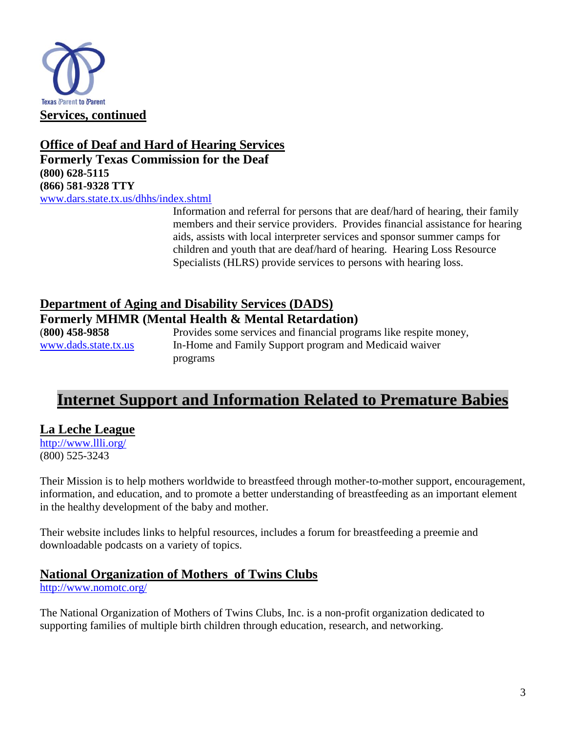Texas Parent to Parent

## Services, continued

### Office of Deaf and Hard of Hearing Services

**Formerly Texas Commission for the Deaf**

**(800) 628-5115**

**(866) 581-9328 TTY**

www.dars.state.tx.us/dhhs/index.shtml

Information and referral for persons that are deaf/hard of hearing, their family members and their service providers. Provides financial assistance for hearing aids, assists with local interpreter services and sponsor summer camps for children and youth that are deaf/hard of hearing. Hearing Loss Resource Specialists (HLRS) provide services to persons with hearing loss.

### Department of Aging and Disability Services (DADS)

**Formerly MHMR (Mental Health & Mental Retardation)**

**(800) 458-9858**

www.dads.state.tx.us

Provides some services and financial programs like respite money, In-Home and Family Support program and Medicaid waiver programs

## Internet Support and Information Related to Premature Babies

### La Leche League

http://www.llli.org/

(800) 525-3243

Their Mission is to help mothers worldwide to breastfeed through mother-to-mother support, encouragement, information, and education, and to promote a better understanding of breastfeeding as an important element in the healthy development of the baby and mother.

Their website includes links to helpful resources, includes a forum for breastfeeding a preemie and downloadable podcasts on a variety of topics.

### National Organization of Mothers of Twins Clubs

http://www.nomotc.org/

The National Organization of Mothers of Twins Clubs, Inc. is a non-profit organization dedicated to supporting families of multiple birth children through education, research, and networking.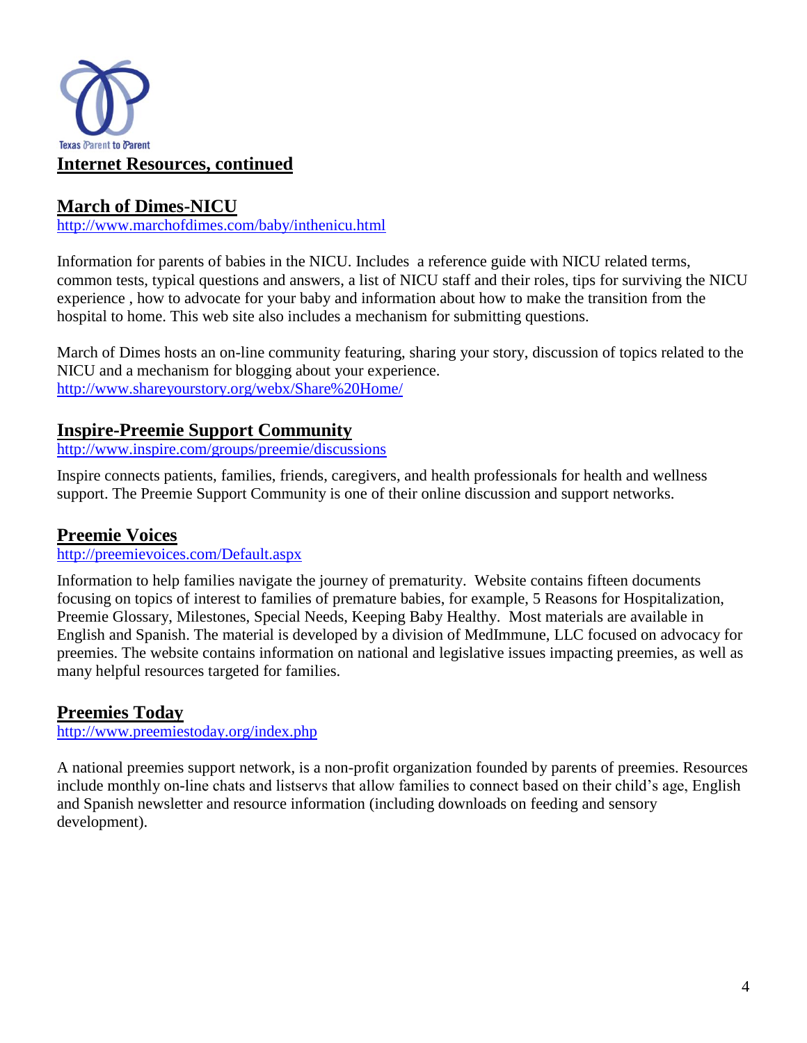Texas Parent to Parent

## Internet Resources, continued

### March of Dimes-NICU

http://www.marchofdimes.com/baby/inthenicu.html

Information for parents of babies in the NICU. Includes a reference guide with NICU related terms, common tests, typical questions and answers, a list of NICU staff and their roles, tips for surviving the NICU experience , how to advocate for your baby and information about how to make the transition from the hospital to home. This web site also includes a mechanism for submitting questions.

March of Dimes hosts an on-line community featuring, sharing your story, discussion of topics related to the NICU and a mechanism for blogging about your experience.
http://www.shareyourstory.org/webx/Share%20Home/

### Inspire-Preemie Support Community

http://www.inspire.com/groups/preemie/discussions

Inspire connects patients, families, friends, caregivers, and health professionals for health and wellness support. The Preemie Support Community is one of their online discussion and support networks.

### Preemie Voices

http://preemievoices.com/Default.aspx

Information to help families navigate the journey of prematurity. Website contains fifteen documents focusing on topics of interest to families of premature babies, for example, 5 Reasons for Hospitalization, Preemie Glossary, Milestones, Special Needs, Keeping Baby Healthy. Most materials are available in English and Spanish. The material is developed by a division of MedImmune, LLC focused on advocacy for preemies. The website contains information on national and legislative issues impacting preemies, as well as many helpful resources targeted for families.

### Preemies Today

http://www.preemiestoday.org/index.php

A national preemies support network, is a non-profit organization founded by parents of preemies. Resources include monthly on-line chats and listservs that allow families to connect based on their child's age, English and Spanish newsletter and resource information (including downloads on feeding and sensory development).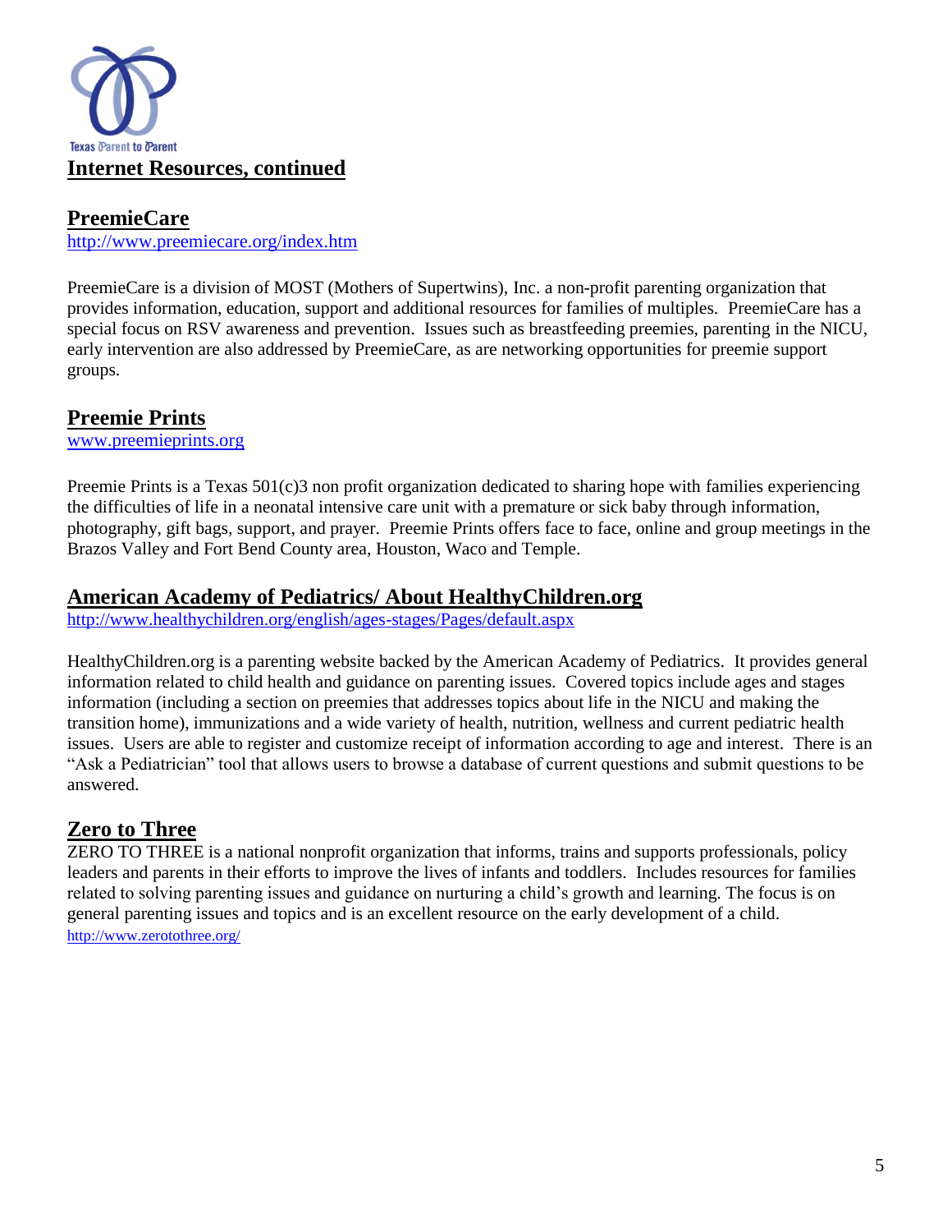Texas Parent to Parent

## Internet Resources, continued

### PreemieCare

http://www.preemiecare.org/index.htm

PreemieCare is a division of MOST (Mothers of Supertwins), Inc. a non-profit parenting organization that provides information, education, support and additional resources for families of multiples. PreemieCare has a special focus on RSV awareness and prevention. Issues such as breastfeeding preemies, parenting in the NICU, early intervention are also addressed by PreemieCare, as are networking opportunities for preemie support groups.

### Preemie Prints

www.preemieprints.org

Preemie Prints is a Texas 501(c)3 non profit organization dedicated to sharing hope with families experiencing the difficulties of life in a neonatal intensive care unit with a premature or sick baby through information, photography, gift bags, support, and prayer. Preemie Prints offers face to face, online and group meetings in the Brazos Valley and Fort Bend County area, Houston, Waco and Temple.

### American Academy of Pediatrics/ About HealthyChildren.org

http://www.healthychildren.org/english/ages-stages/Pages/default.aspx

HealthyChildren.org is a parenting website backed by the American Academy of Pediatrics. It provides general information related to child health and guidance on parenting issues. Covered topics include ages and stages information (including a section on preemies that addresses topics about life in the NICU and making the transition home), immunizations and a wide variety of health, nutrition, wellness and current pediatric health issues. Users are able to register and customize receipt of information according to age and interest. There is an "Ask a Pediatrician" tool that allows users to browse a database of current questions and submit questions to be answered.

### Zero to Three

ZERO TO THREE is a national nonprofit organization that informs, trains and supports professionals, policy leaders and parents in their efforts to improve the lives of infants and toddlers. Includes resources for families related to solving parenting issues and guidance on nurturing a child's growth and learning. The focus is on general parenting issues and topics and is an excellent resource on the early development of a child.

http://www.zerotothree.org/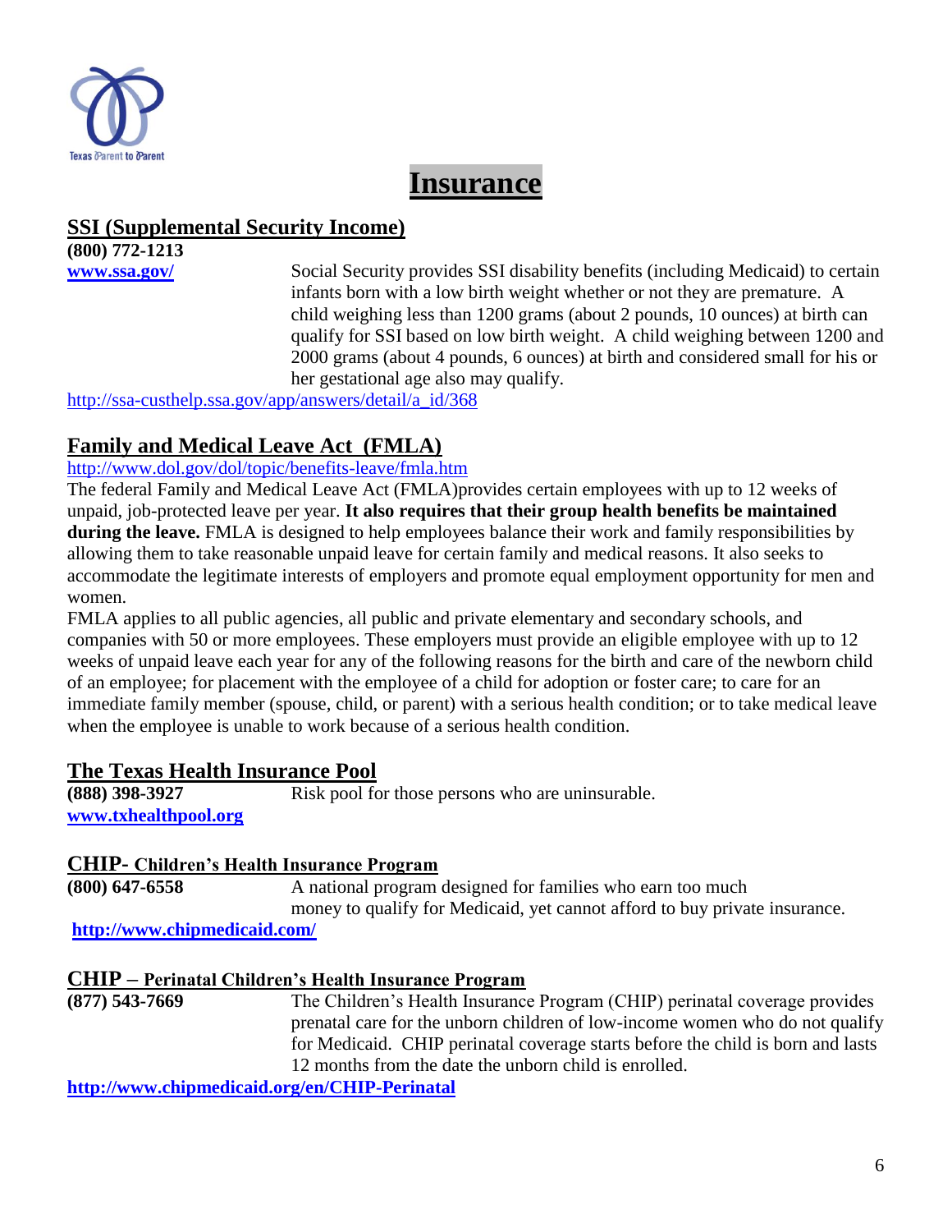Texas Parent to Parent

# Insurance

## SSI (Supplemental Security Income)

**(800) 772-1213**

**www.ssa.gov/**

Social Security provides SSI disability benefits (including Medicaid) to certain infants born with a low birth weight whether or not they are premature. A child weighing less than 1200 grams (about 2 pounds, 10 ounces) at birth can qualify for SSI based on low birth weight. A child weighing between 1200 and 2000 grams (about 4 pounds, 6 ounces) at birth and considered small for his or her gestational age also may qualify.

http://ssa-custhelp.ssa.gov/app/answers/detail/a_id/368

## Family and Medical Leave Act (FMLA)

http://www.dol.gov/dol/topic/benefits-leave/fmla.htm

The federal Family and Medical Leave Act (FMLA)provides certain employees with up to 12 weeks of unpaid, job-protected leave per year. **It also requires that their group health benefits be maintained during the leave.** FMLA is designed to help employees balance their work and family responsibilities by allowing them to take reasonable unpaid leave for certain family and medical reasons. It also seeks to accommodate the legitimate interests of employers and promote equal employment opportunity for men and women.

FMLA applies to all public agencies, all public and private elementary and secondary schools, and companies with 50 or more employees. These employers must provide an eligible employee with up to 12 weeks of unpaid leave each year for any of the following reasons for the birth and care of the newborn child of an employee; for placement with the employee of a child for adoption or foster care; to care for an immediate family member (spouse, child, or parent) with a serious health condition; or to take medical leave when the employee is unable to work because of a serious health condition.

## The Texas Health Insurance Pool

**(888) 398-3927**

**www.txhealthpool.org**

Risk pool for those persons who are uninsurable.

## CHIP- Children's Health Insurance Program

**(800) 647-6558**

A national program designed for families who earn too much money to qualify for Medicaid, yet cannot afford to buy private insurance.

**http://www.chipmedicaid.com/**

## CHIP – Perinatal Children's Health Insurance Program

**(877) 543-7669**

The Children's Health Insurance Program (CHIP) perinatal coverage provides prenatal care for the unborn children of low-income women who do not qualify for Medicaid. CHIP perinatal coverage starts before the child is born and lasts 12 months from the date the unborn child is enrolled.

**http://www.chipmedicaid.org/en/CHIP-Perinatal**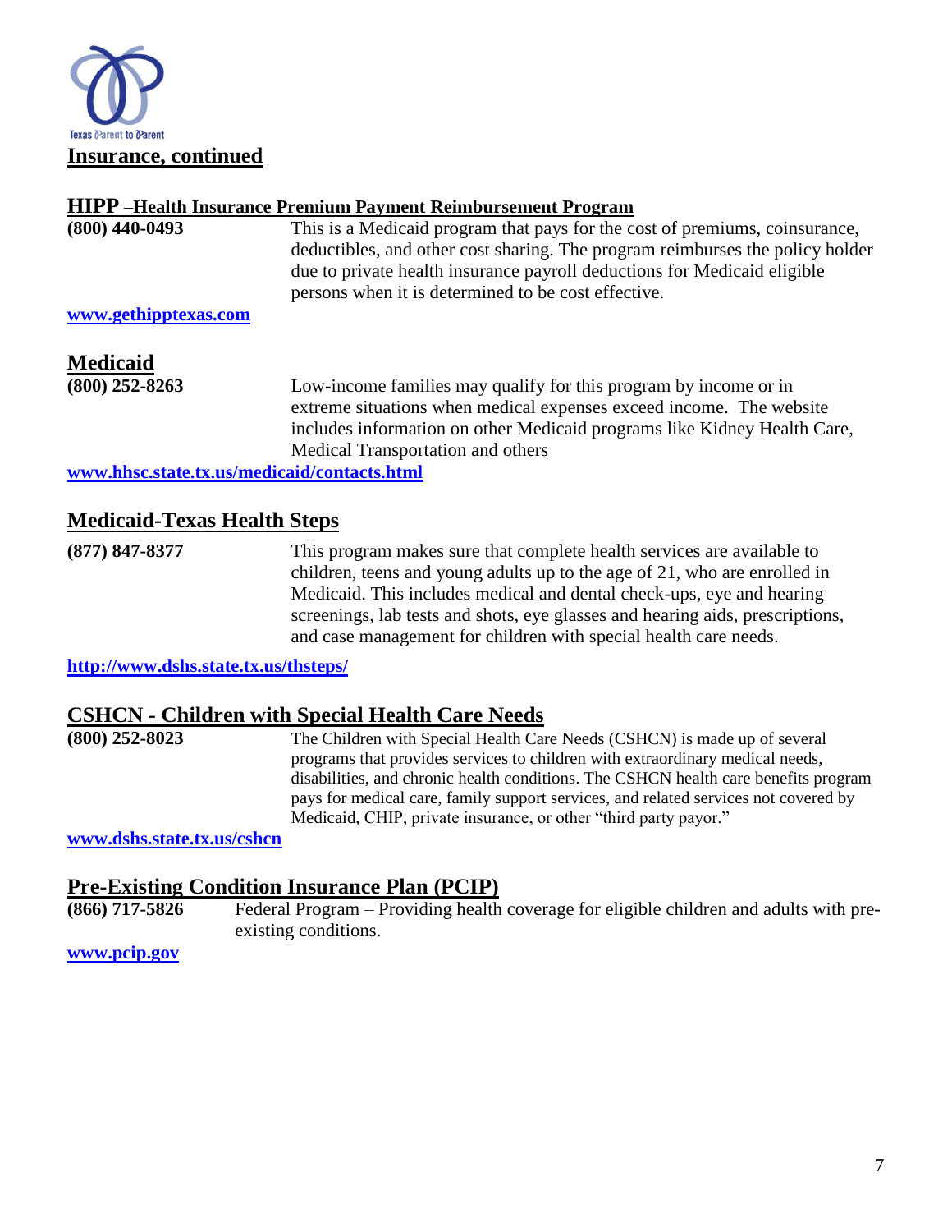## Insurance, continued

### HIPP –Health Insurance Premium Payment Reimbursement Program

**(800) 440-0493**

This is a Medicaid program that pays for the cost of premiums, coinsurance, deductibles, and other cost sharing. The program reimburses the policy holder due to private health insurance payroll deductions for Medicaid eligible persons when it is determined to be cost effective.

**www.gethipptexas.com**

### Medicaid

**(800) 252-8263**

Low-income families may qualify for this program by income or in extreme situations when medical expenses exceed income. The website includes information on other Medicaid programs like Kidney Health Care, Medical Transportation and others

**www.hhsc.state.tx.us/medicaid/contacts.html**

### Medicaid-Texas Health Steps

**(877) 847-8377**

This program makes sure that complete health services are available to children, teens and young adults up to the age of 21, who are enrolled in Medicaid. This includes medical and dental check-ups, eye and hearing screenings, lab tests and shots, eye glasses and hearing aids, prescriptions, and case management for children with special health care needs.

**http://www.dshs.state.tx.us/thsteps/**

### CSHCN - Children with Special Health Care Needs

**(800) 252-8023**

The Children with Special Health Care Needs (CSHCN) is made up of several programs that provides services to children with extraordinary medical needs, disabilities, and chronic health conditions. The CSHCN health care benefits program pays for medical care, family support services, and related services not covered by Medicaid, CHIP, private insurance, or other "third party payor."

**www.dshs.state.tx.us/cshcn**

### Pre-Existing Condition Insurance Plan (PCIP)

**(866) 717-5826**

Federal Program – Providing health coverage for eligible children and adults with pre-existing conditions.

**www.pcip.gov**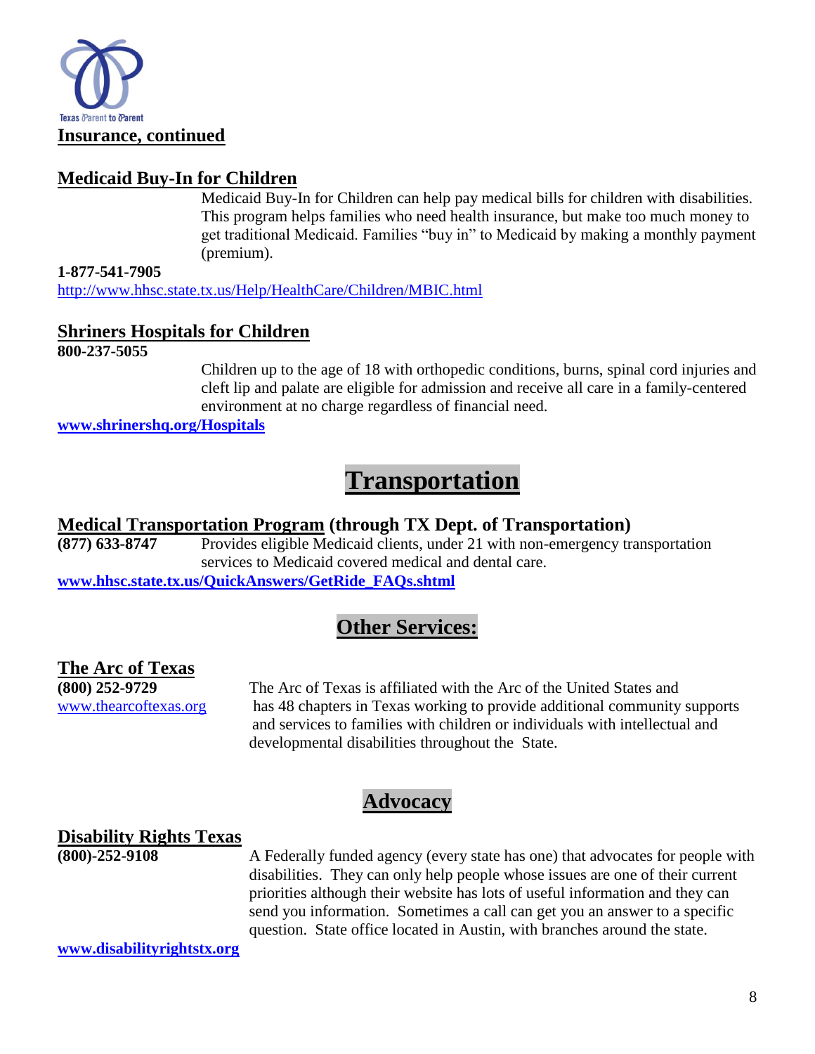## Insurance, continued

### Medicaid Buy-In for Children

Medicaid Buy-In for Children can help pay medical bills for children with disabilities. This program helps families who need health insurance, but make too much money to get traditional Medicaid. Families "buy in" to Medicaid by making a monthly payment (premium).

**1-877-541-7905**

http://www.hhsc.state.tx.us/Help/HealthCare/Children/MBIC.html

### Shriners Hospitals for Children

**800-237-5055**

Children up to the age of 18 with orthopedic conditions, burns, spinal cord injuries and cleft lip and palate are eligible for admission and receive all care in a family-centered environment at no charge regardless of financial need.

**www.shrinershq.org/Hospitals**

# Transportation

### Medical Transportation Program (through TX Dept. of Transportation)

**(877) 633-8747** Provides eligible Medicaid clients, under 21 with non-emergency transportation services to Medicaid covered medical and dental care.

**www.hhsc.state.tx.us/QuickAnswers/GetRide_FAQs.shtml**

## Other Services:

### The Arc of Texas

**(800) 252-9729**

www.thearcoftexas.org

The Arc of Texas is affiliated with the Arc of the United States and has 48 chapters in Texas working to provide additional community supports and services to families with children or individuals with intellectual and developmental disabilities throughout the State.

## Advocacy

### Disability Rights Texas

**(800)-252-9108**

A Federally funded agency (every state has one) that advocates for people with disabilities. They can only help people whose issues are one of their current priorities although their website has lots of useful information and they can send you information. Sometimes a call can get you an answer to a specific question. State office located in Austin, with branches around the state.

**www.disabilityrightstx.org**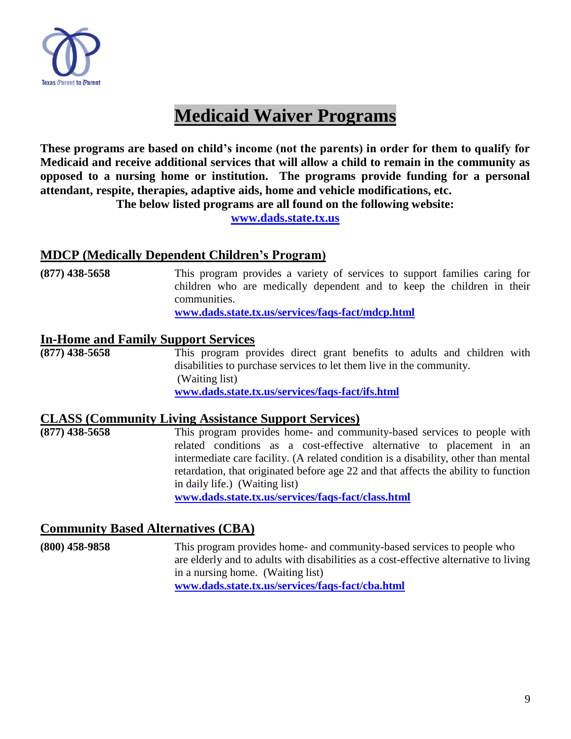# Medicaid Waiver Programs

**These programs are based on child's income (not the parents) in order for them to qualify for Medicaid and receive additional services that will allow a child to remain in the community as opposed to a nursing home or institution. The programs provide funding for a personal attendant, respite, therapies, adaptive aids, home and vehicle modifications, etc.**

**The below listed programs are all found on the following website:**

**www.dads.state.tx.us**

## MDCP (Medically Dependent Children's Program)

**(877) 438-5658**

This program provides a variety of services to support families caring for children who are medically dependent and to keep the children in their communities.

**www.dads.state.tx.us/services/faqs-fact/mdcp.html**

## In-Home and Family Support Services

**(877) 438-5658**

This program provides direct grant benefits to adults and children with disabilities to purchase services to let them live in the community. (Waiting list)

**www.dads.state.tx.us/services/faqs-fact/ifs.html**

## CLASS (Community Living Assistance Support Services)

**(877) 438-5658**

This program provides home- and community-based services to people with related conditions as a cost-effective alternative to placement in an intermediate care facility. (A related condition is a disability, other than mental retardation, that originated before age 22 and that affects the ability to function in daily life.) (Waiting list)

**www.dads.state.tx.us/services/faqs-fact/class.html**

## Community Based Alternatives (CBA)

**(800) 458-9858**

This program provides home- and community-based services to people who are elderly and to adults with disabilities as a cost-effective alternative to living in a nursing home. (Waiting list)

**www.dads.state.tx.us/services/faqs-fact/cba.html**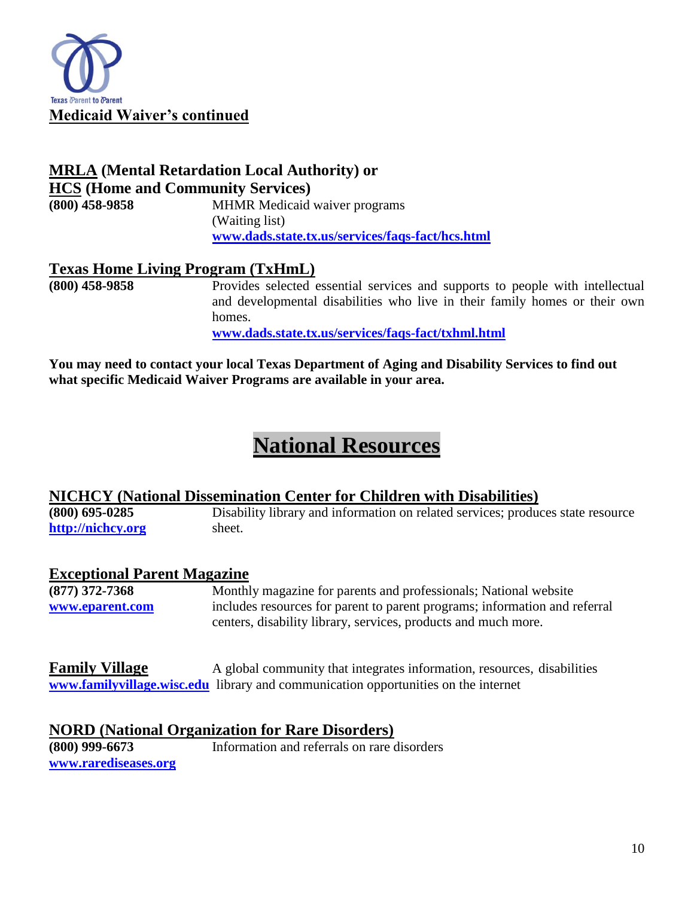Texas Parent to Parent

## Medicaid Waiver's continued

### MRLA (Mental Retardation Local Authority) or HCS (Home and Community Services)

**(800) 458-9858**

MHMR Medicaid waiver programs
(Waiting list)
**www.dads.state.tx.us/services/faqs-fact/hcs.html**

### Texas Home Living Program (TxHmL)

**(800) 458-9858**

Provides selected essential services and supports to people with intellectual and developmental disabilities who live in their family homes or their own homes.
**www.dads.state.tx.us/services/faqs-fact/txhml.html**

**You may need to contact your local Texas Department of Aging and Disability Services to find out what specific Medicaid Waiver Programs are available in your area.**

# National Resources

### NICHCY (National Dissemination Center for Children with Disabilities)

**(800) 695-0285**
**http://nichcy.org**

Disability library and information on related services; produces state resource sheet.

### Exceptional Parent Magazine

**(877) 372-7368**
**www.eparent.com**

Monthly magazine for parents and professionals; National website includes resources for parent to parent programs; information and referral centers, disability library, services, products and much more.

### Family Village

**www.familyvillage.wisc.edu**

A global community that integrates information, resources, disabilities library and communication opportunities on the internet

### NORD (National Organization for Rare Disorders)

**(800) 999-6673**
**www.rarediseases.org**

Information and referrals on rare disorders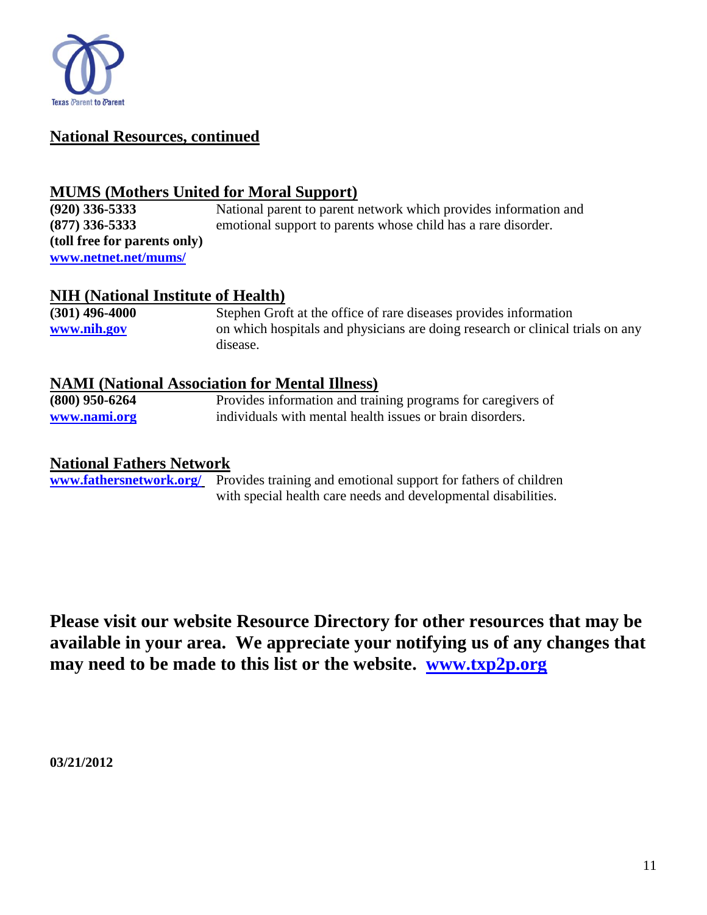## National Resources, continued

### MUMS (Mothers United for Moral Support)

**(920) 336-5333**
**(877) 336-5333**
**(toll free for parents only)**
**www.netnet.net/mums/**

National parent to parent network which provides information and emotional support to parents whose child has a rare disorder.

### NIH (National Institute of Health)

**(301) 496-4000**
**www.nih.gov**

Stephen Groft at the office of rare diseases provides information on which hospitals and physicians are doing research or clinical trials on any disease.

### NAMI (National Association for Mental Illness)

**(800) 950-6264**
**www.nami.org**

Provides information and training programs for caregivers of individuals with mental health issues or brain disorders.

### National Fathers Network

**www.fathersnetwork.org/**

Provides training and emotional support for fathers of children with special health care needs and developmental disabilities.

**Please visit our website Resource Directory for other resources that may be available in your area. We appreciate your notifying us of any changes that may need to be made to this list or the website. www.txp2p.org**

**03/21/2012**